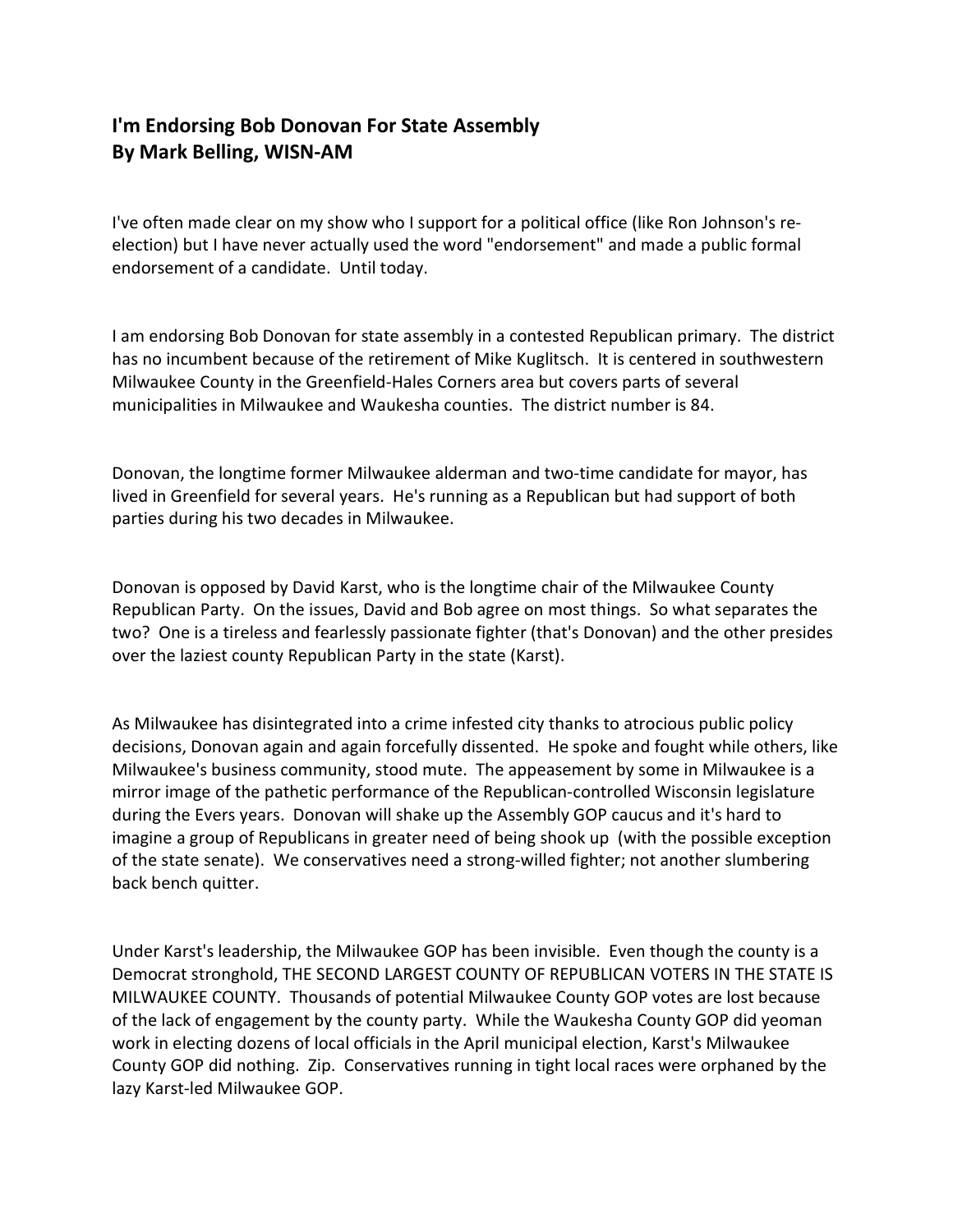## I'm Endorsing Bob Donovan For State Assembly
## By Mark Belling, WISN-AM

I've often made clear on my show who I support for a political office (like Ron Johnson's re-election) but I have never actually used the word "endorsement" and made a public formal endorsement of a candidate. Until today.

I am endorsing Bob Donovan for state assembly in a contested Republican primary. The district has no incumbent because of the retirement of Mike Kuglitsch. It is centered in southwestern Milwaukee County in the Greenfield-Hales Corners area but covers parts of several municipalities in Milwaukee and Waukesha counties. The district number is 84.

Donovan, the longtime former Milwaukee alderman and two-time candidate for mayor, has lived in Greenfield for several years. He's running as a Republican but had support of both parties during his two decades in Milwaukee.

Donovan is opposed by David Karst, who is the longtime chair of the Milwaukee County Republican Party. On the issues, David and Bob agree on most things. So what separates the two? One is a tireless and fearlessly passionate fighter (that's Donovan) and the other presides over the laziest county Republican Party in the state (Karst).

As Milwaukee has disintegrated into a crime infested city thanks to atrocious public policy decisions, Donovan again and again forcefully dissented. He spoke and fought while others, like Milwaukee's business community, stood mute. The appeasement by some in Milwaukee is a mirror image of the pathetic performance of the Republican-controlled Wisconsin legislature during the Evers years. Donovan will shake up the Assembly GOP caucus and it's hard to imagine a group of Republicans in greater need of being shook up (with the possible exception of the state senate). We conservatives need a strong-willed fighter; not another slumbering back bench quitter.

Under Karst's leadership, the Milwaukee GOP has been invisible. Even though the county is a Democrat stronghold, THE SECOND LARGEST COUNTY OF REPUBLICAN VOTERS IN THE STATE IS MILWAUKEE COUNTY. Thousands of potential Milwaukee County GOP votes are lost because of the lack of engagement by the county party. While the Waukesha County GOP did yeoman work in electing dozens of local officials in the April municipal election, Karst's Milwaukee County GOP did nothing. Zip. Conservatives running in tight local races were orphaned by the lazy Karst-led Milwaukee GOP.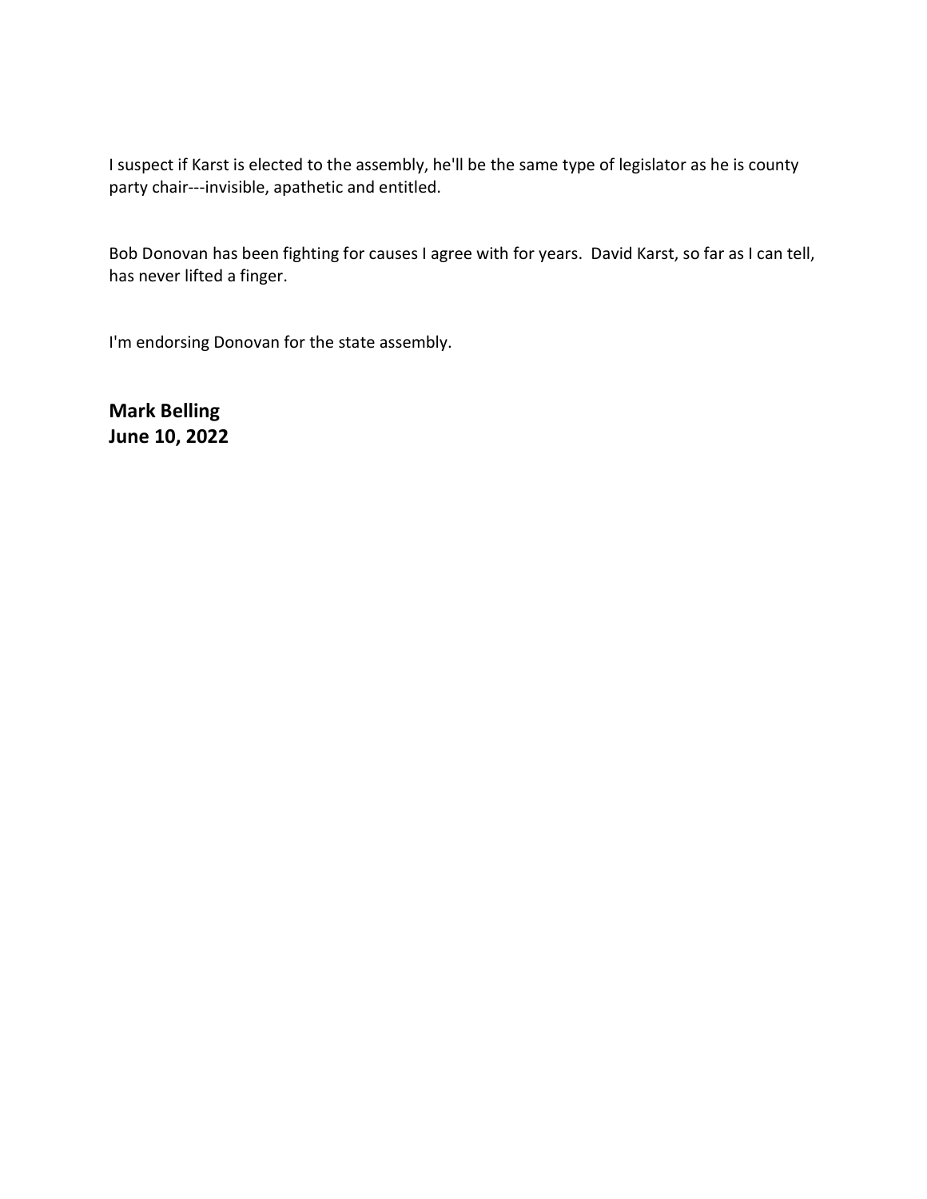I suspect if Karst is elected to the assembly, he'll be the same type of legislator as he is county party chair---invisible, apathetic and entitled.

Bob Donovan has been fighting for causes I agree with for years. David Karst, so far as I can tell, has never lifted a finger.

I'm endorsing Donovan for the state assembly.

**Mark Belling**
**June 10, 2022**